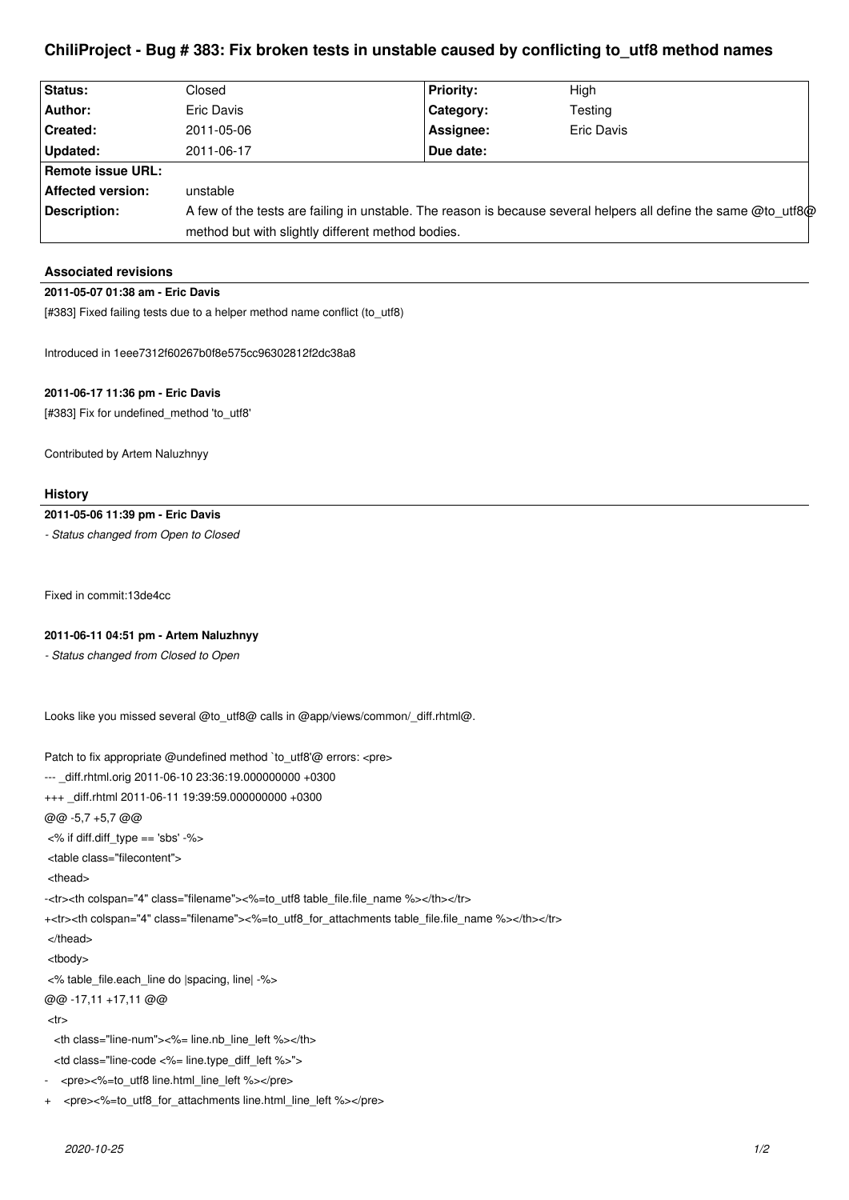# ChiliProject - Bug # 383: Fix broken tests in unstable caused by conflicting to_utf8 method names

| Status: | Closed | Priority: | High |
|---|---|---|---|
| Author: | Eric Davis | Category: | Testing |
| Created: | 2011-05-06 | Assignee: | Eric Davis |
| Updated: | 2011-06-17 | Due date: | |
| Remote issue URL: | | | |
| Affected version: | unstable | | |
| Description: | A few of the tests are failing in unstable. The reason is because several helpers all define the same @to_utf8@ method but with slightly different method bodies. | | |

## Associated revisions

**2011-05-07 01:38 am - Eric Davis**

[#383] Fixed failing tests due to a helper method name conflict (to_utf8)

Introduced in 1eee7312f60267b0f8e575cc96302812f2dc38a8

**2011-06-17 11:36 pm - Eric Davis**

[#383] Fix for undefined_method 'to_utf8'

Contributed by Artem Naluzhnyy

## History

**2011-05-06 11:39 pm - Eric Davis**

*- Status changed from Open to Closed*

Fixed in commit:13de4cc

**2011-06-11 04:51 pm - Artem Naluzhnyy**

*- Status changed from Closed to Open*

Looks like you missed several @to_utf8@ calls in @app/views/common/_diff.rhtml@.

Patch to fix appropriate @undefined method `to_utf8'@ errors: <pre>

```
--- _diff.rhtml.orig 2011-06-10 23:36:19.000000000 +0300
+++ _diff.rhtml 2011-06-11 19:39:59.000000000 +0300
@@ -5,7 +5,7 @@
 <% if diff.diff_type == 'sbs' -%>
 <table class="filecontent">
 <thead>
-<tr><th colspan="4" class="filename"><%=to_utf8 table_file.file_name %></th></tr>
+<tr><th colspan="4" class="filename"><%=to_utf8_for_attachments table_file.file_name %></th></tr>
 </thead>
 <tbody>
 <% table_file.each_line do |spacing, line| -%>
@@ -17,11 +17,11 @@
 <tr>
   <th class="line-num"><%= line.nb_line_left %></th>
   <td class="line-code <%= line.type_diff_left %>">
-    <pre><%=to_utf8 line.html_line_left %></pre>
+    <pre><%=to_utf8_for_attachments line.html_line_left %></pre>
```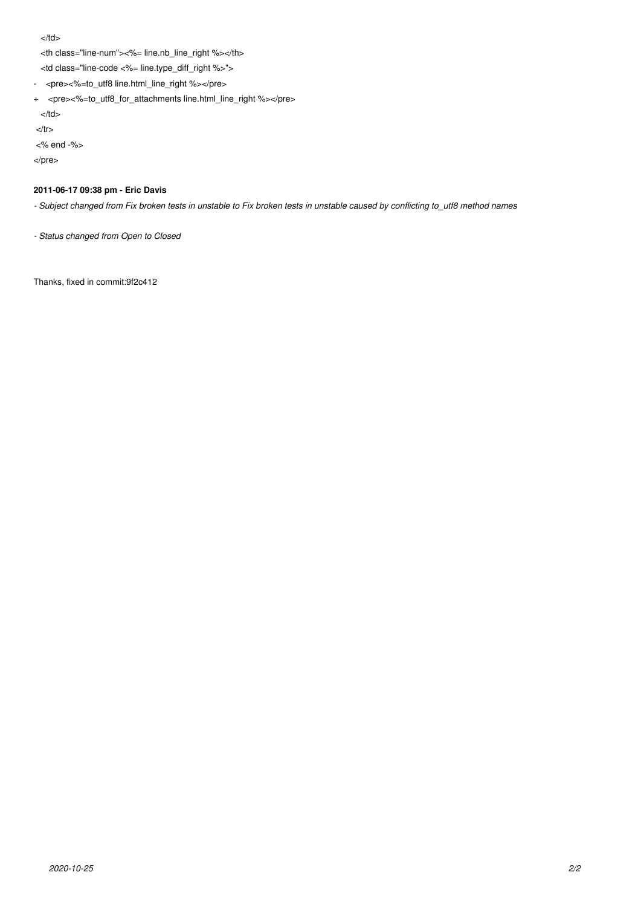```
   </td>
   <th class="line-num"><%= line.nb_line_right %></th>
   <td class="line-code <%= line.type_diff_right %>">
-    <pre><%=to_utf8 line.html_line_right %></pre>
+    <pre><%=to_utf8_for_attachments line.html_line_right %></pre>
   </td>
 </tr>
 <% end -%>
</pre>
```

**2011-06-17 09:38 pm - Eric Davis**

*- Subject changed from Fix broken tests in unstable to Fix broken tests in unstable caused by conflicting to_utf8 method names*

*- Status changed from Open to Closed*

Thanks, fixed in commit:9f2c412